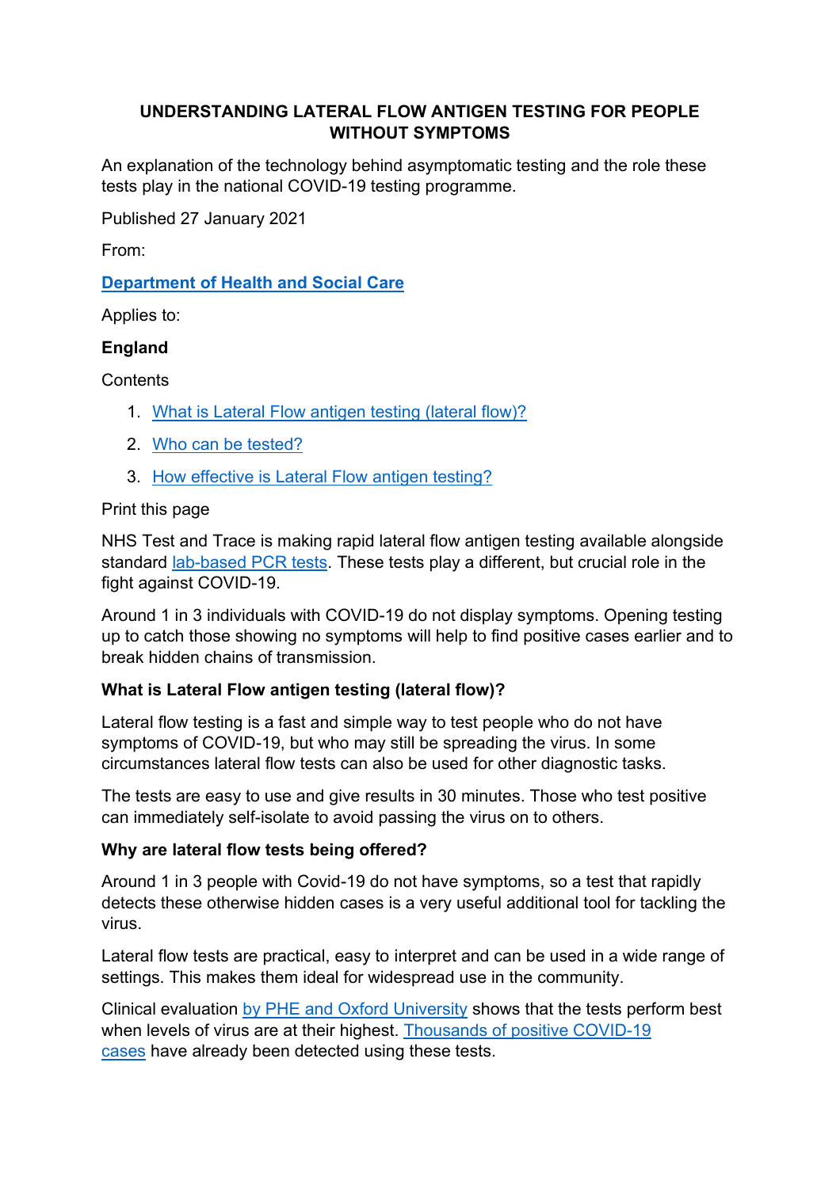# UNDERSTANDING LATERAL FLOW ANTIGEN TESTING FOR PEOPLE WITHOUT SYMPTOMS

An explanation of the technology behind asymptomatic testing and the role these tests play in the national COVID-19 testing programme.

Published 27 January 2021

From:

**Department of Health and Social Care**

Applies to:

**England**

Contents

1. What is Lateral Flow antigen testing (lateral flow)?
2. Who can be tested?
3. How effective is Lateral Flow antigen testing?

Print this page

NHS Test and Trace is making rapid lateral flow antigen testing available alongside standard lab-based PCR tests. These tests play a different, but crucial role in the fight against COVID-19.

Around 1 in 3 individuals with COVID-19 do not display symptoms. Opening testing up to catch those showing no symptoms will help to find positive cases earlier and to break hidden chains of transmission.

## What is Lateral Flow antigen testing (lateral flow)?

Lateral flow testing is a fast and simple way to test people who do not have symptoms of COVID-19, but who may still be spreading the virus. In some circumstances lateral flow tests can also be used for other diagnostic tasks.

The tests are easy to use and give results in 30 minutes. Those who test positive can immediately self-isolate to avoid passing the virus on to others.

## Why are lateral flow tests being offered?

Around 1 in 3 people with Covid-19 do not have symptoms, so a test that rapidly detects these otherwise hidden cases is a very useful additional tool for tackling the virus.

Lateral flow tests are practical, easy to interpret and can be used in a wide range of settings. This makes them ideal for widespread use in the community.

Clinical evaluation by PHE and Oxford University shows that the tests perform best when levels of virus are at their highest. Thousands of positive COVID-19 cases have already been detected using these tests.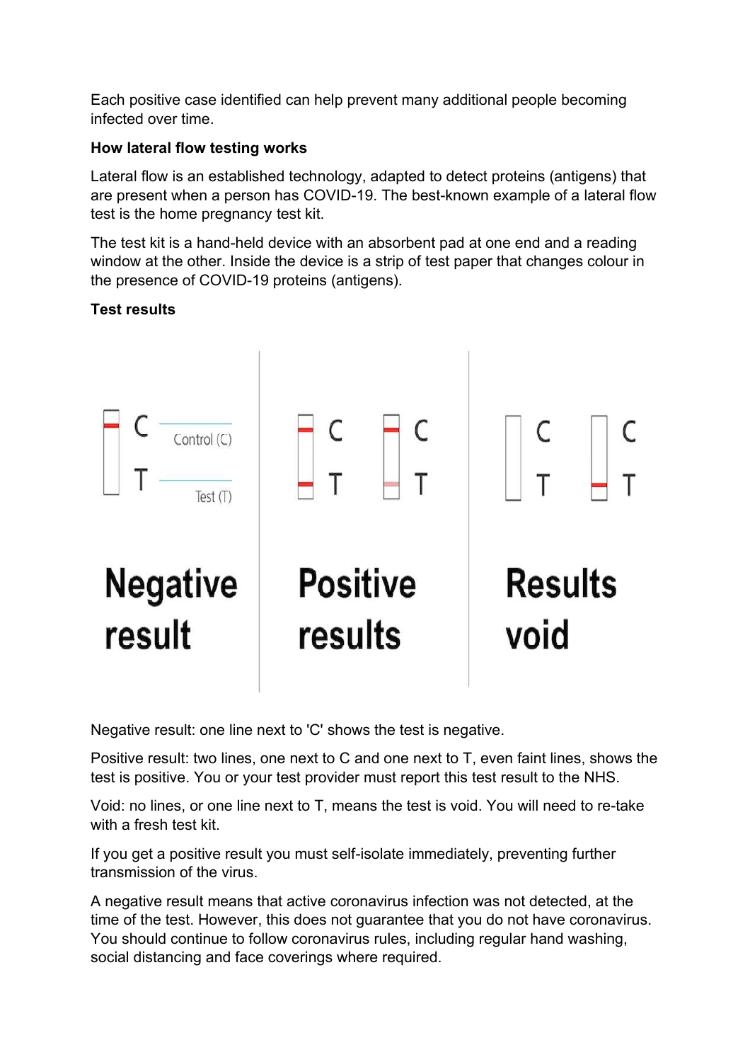Each positive case identified can help prevent many additional people becoming infected over time.

**How lateral flow testing works**

Lateral flow is an established technology, adapted to detect proteins (antigens) that are present when a person has COVID-19. The best-known example of a lateral flow test is the home pregnancy test kit.

The test kit is a hand-held device with an absorbent pad at one end and a reading window at the other. Inside the device is a strip of test paper that changes colour in the presence of COVID-19 proteins (antigens).

**Test results**

Control (C)

Test (T)

Negative result

Positive results

Results void

Negative result: one line next to 'C' shows the test is negative.

Positive result: two lines, one next to C and one next to T, even faint lines, shows the test is positive. You or your test provider must report this test result to the NHS.

Void: no lines, or one line next to T, means the test is void. You will need to re-take with a fresh test kit.

If you get a positive result you must self-isolate immediately, preventing further transmission of the virus.

A negative result means that active coronavirus infection was not detected, at the time of the test. However, this does not guarantee that you do not have coronavirus. You should continue to follow coronavirus rules, including regular hand washing, social distancing and face coverings where required.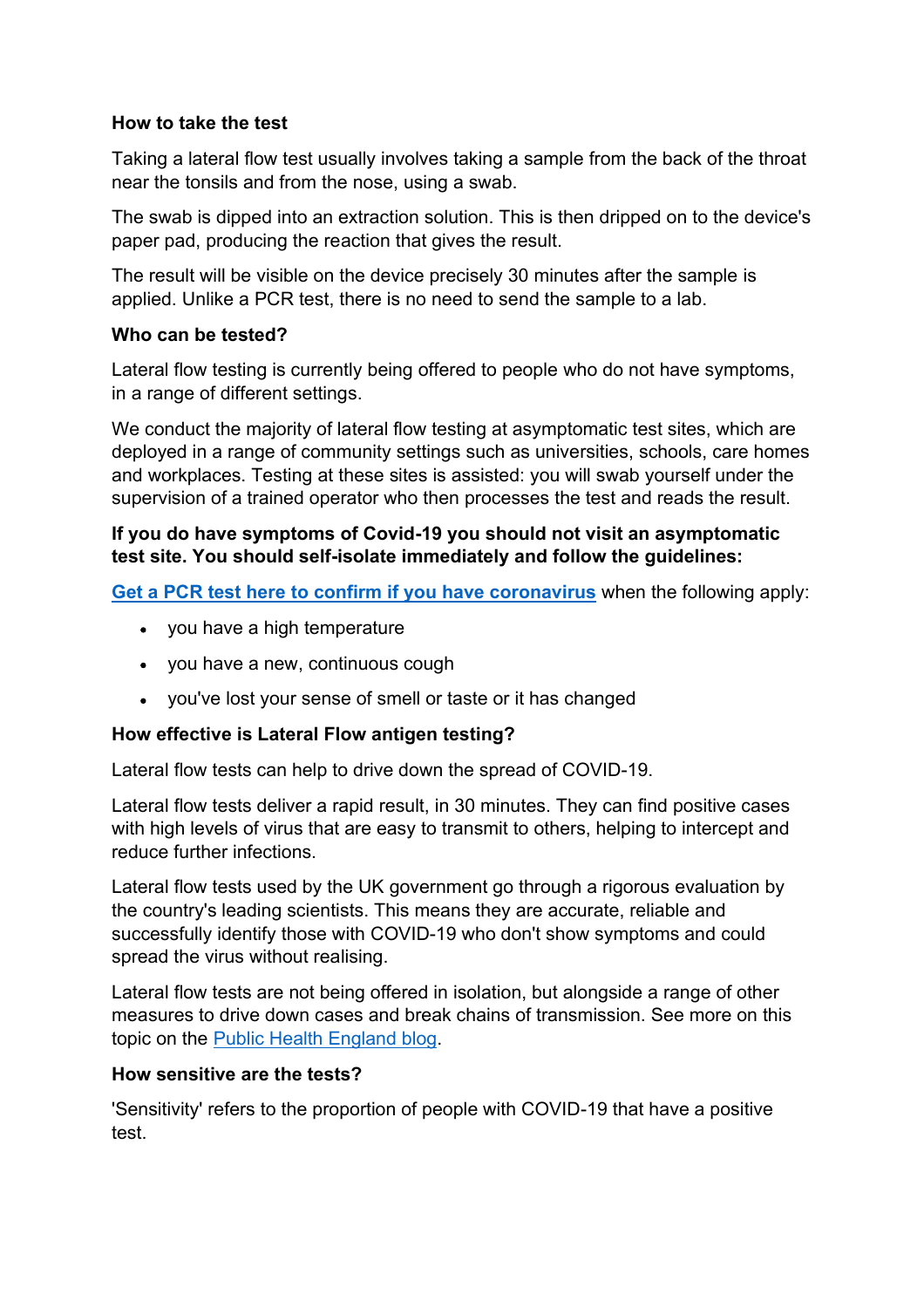**How to take the test**

Taking a lateral flow test usually involves taking a sample from the back of the throat near the tonsils and from the nose, using a swab.

The swab is dipped into an extraction solution. This is then dripped on to the device's paper pad, producing the reaction that gives the result.

The result will be visible on the device precisely 30 minutes after the sample is applied. Unlike a PCR test, there is no need to send the sample to a lab.

**Who can be tested?**

Lateral flow testing is currently being offered to people who do not have symptoms, in a range of different settings.

We conduct the majority of lateral flow testing at asymptomatic test sites, which are deployed in a range of community settings such as universities, schools, care homes and workplaces. Testing at these sites is assisted: you will swab yourself under the supervision of a trained operator who then processes the test and reads the result.

**If you do have symptoms of Covid-19 you should not visit an asymptomatic test site. You should self-isolate immediately and follow the guidelines:**

**Get a PCR test here to confirm if you have coronavirus** when the following apply:

- you have a high temperature
- you have a new, continuous cough
- you've lost your sense of smell or taste or it has changed

**How effective is Lateral Flow antigen testing?**

Lateral flow tests can help to drive down the spread of COVID-19.

Lateral flow tests deliver a rapid result, in 30 minutes. They can find positive cases with high levels of virus that are easy to transmit to others, helping to intercept and reduce further infections.

Lateral flow tests used by the UK government go through a rigorous evaluation by the country's leading scientists. This means they are accurate, reliable and successfully identify those with COVID-19 who don't show symptoms and could spread the virus without realising.

Lateral flow tests are not being offered in isolation, but alongside a range of other measures to drive down cases and break chains of transmission. See more on this topic on the Public Health England blog.

**How sensitive are the tests?**

'Sensitivity' refers to the proportion of people with COVID-19 that have a positive test.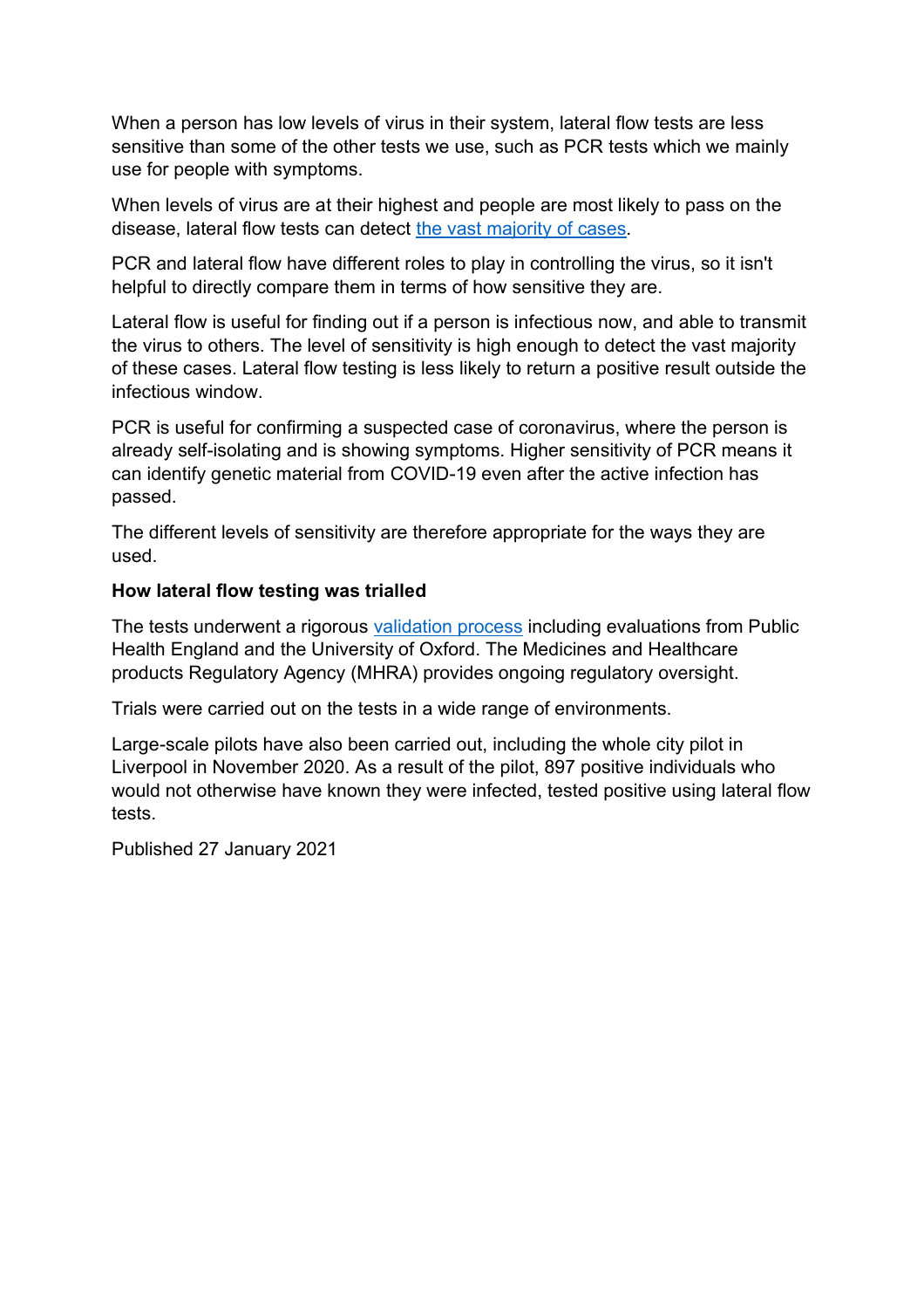When a person has low levels of virus in their system, lateral flow tests are less sensitive than some of the other tests we use, such as PCR tests which we mainly use for people with symptoms.

When levels of virus are at their highest and people are most likely to pass on the disease, lateral flow tests can detect the vast majority of cases.

PCR and lateral flow have different roles to play in controlling the virus, so it isn't helpful to directly compare them in terms of how sensitive they are.

Lateral flow is useful for finding out if a person is infectious now, and able to transmit the virus to others. The level of sensitivity is high enough to detect the vast majority of these cases. Lateral flow testing is less likely to return a positive result outside the infectious window.

PCR is useful for confirming a suspected case of coronavirus, where the person is already self-isolating and is showing symptoms. Higher sensitivity of PCR means it can identify genetic material from COVID-19 even after the active infection has passed.

The different levels of sensitivity are therefore appropriate for the ways they are used.

**How lateral flow testing was trialled**

The tests underwent a rigorous validation process including evaluations from Public Health England and the University of Oxford. The Medicines and Healthcare products Regulatory Agency (MHRA) provides ongoing regulatory oversight.

Trials were carried out on the tests in a wide range of environments.

Large-scale pilots have also been carried out, including the whole city pilot in Liverpool in November 2020. As a result of the pilot, 897 positive individuals who would not otherwise have known they were infected, tested positive using lateral flow tests.

Published 27 January 2021